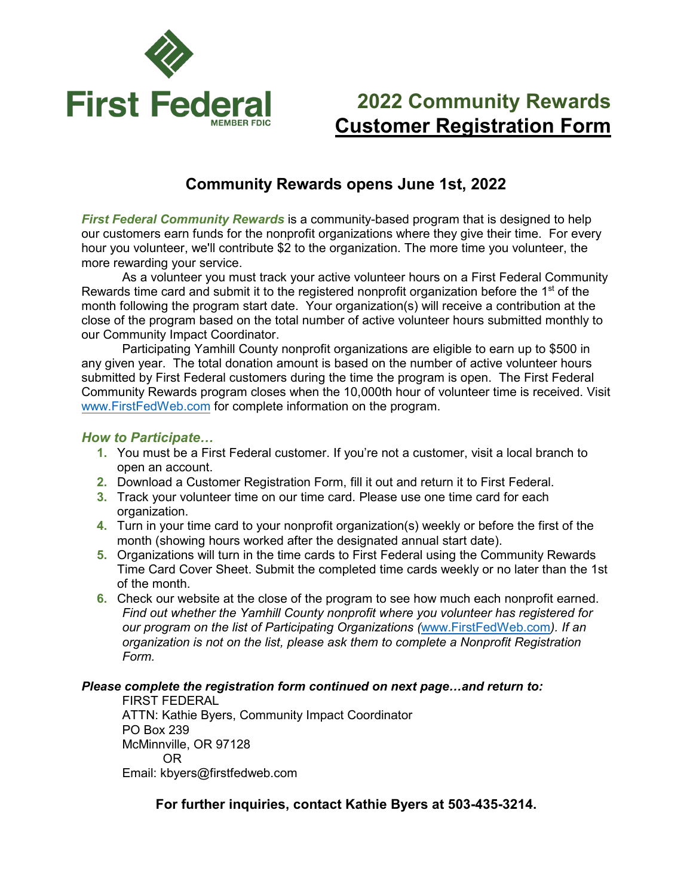First Federal
MEMBER FDIC

# 2022 Community Rewards
# Customer Registration Form

## Community Rewards opens June 1st, 2022

***First Federal Community Rewards*** is a community-based program that is designed to help our customers earn funds for the nonprofit organizations where they give their time. For every hour you volunteer, we'll contribute $2 to the organization. The more time you volunteer, the more rewarding your service.

As a volunteer you must track your active volunteer hours on a First Federal Community Rewards time card and submit it to the registered nonprofit organization before the 1st of the month following the program start date. Your organization(s) will receive a contribution at the close of the program based on the total number of active volunteer hours submitted monthly to our Community Impact Coordinator.

Participating Yamhill County nonprofit organizations are eligible to earn up to $500 in any given year. The total donation amount is based on the number of active volunteer hours submitted by First Federal customers during the time the program is open. The First Federal Community Rewards program closes when the 10,000th hour of volunteer time is received. Visit www.FirstFedWeb.com for complete information on the program.

### *How to Participate…*

1. You must be a First Federal customer. If you're not a customer, visit a local branch to open an account.
2. Download a Customer Registration Form, fill it out and return it to First Federal.
3. Track your volunteer time on our time card. Please use one time card for each organization.
4. Turn in your time card to your nonprofit organization(s) weekly or before the first of the month (showing hours worked after the designated annual start date).
5. Organizations will turn in the time cards to First Federal using the Community Rewards Time Card Cover Sheet. Submit the completed time cards weekly or no later than the 1st of the month.
6. Check our website at the close of the program to see how much each nonprofit earned. *Find out whether the Yamhill County nonprofit where you volunteer has registered for our program on the list of Participating Organizations (www.FirstFedWeb.com). If an organization is not on the list, please ask them to complete a Nonprofit Registration Form.*

***Please complete the registration form continued on next page…and return to:***

FIRST FEDERAL
ATTN: Kathie Byers, Community Impact Coordinator
PO Box 239
McMinnville, OR 97128
OR
Email: kbyers@firstfedweb.com

**For further inquiries, contact Kathie Byers at 503-435-3214.**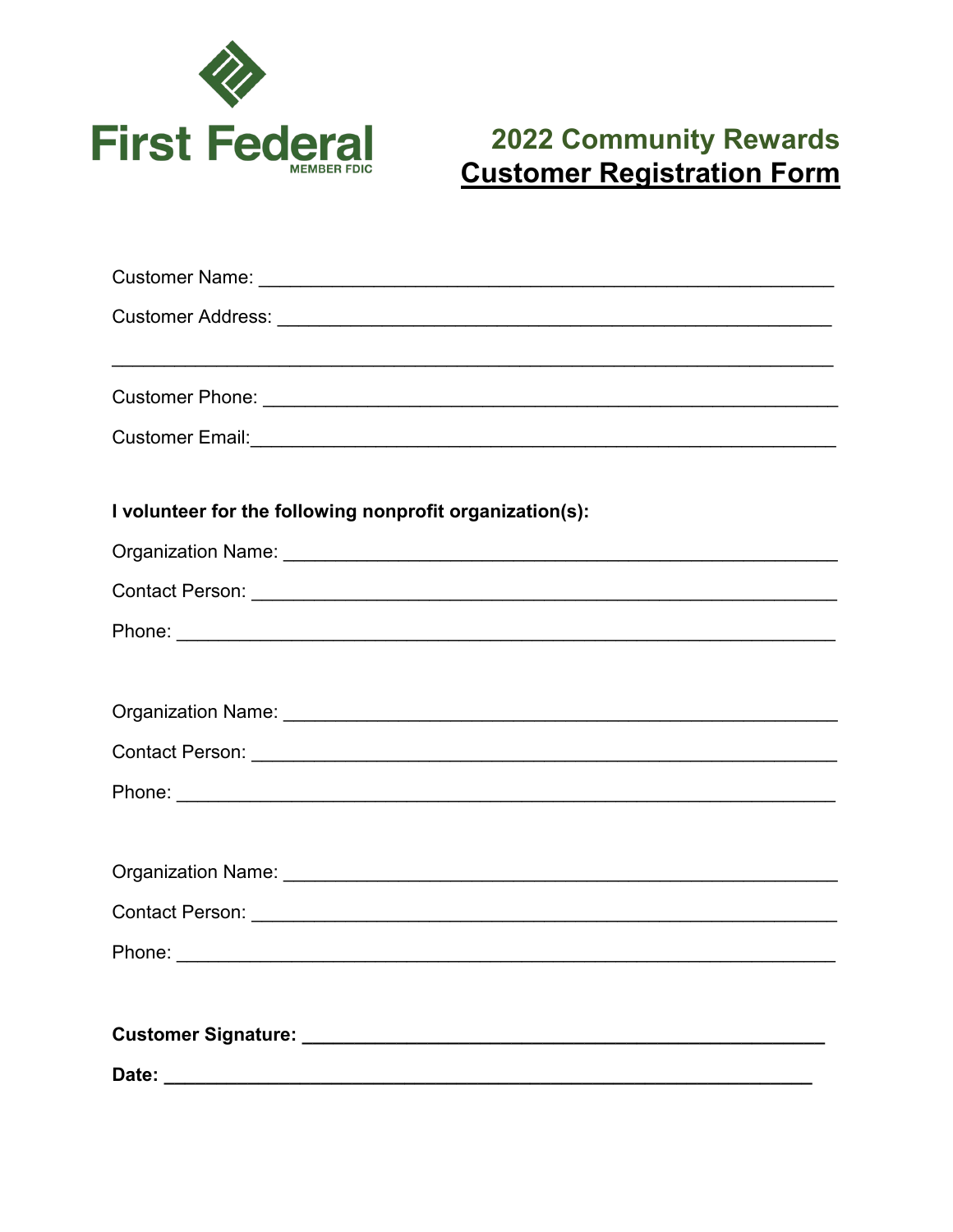First Federal
MEMBER FDIC

# 2022 Community Rewards
## Customer Registration Form

Customer Name: ________________________________________________________

Customer Address: ______________________________________________________

_______________________________________________________________________

Customer Phone: _______________________________________________________

Customer Email:________________________________________________________

**I volunteer for the following nonprofit organization(s):**

Organization Name: ____________________________________________________

Contact Person: _______________________________________________________

Phone: ________________________________________________________________

Organization Name: ____________________________________________________

Contact Person: _______________________________________________________

Phone: ________________________________________________________________

Organization Name: ____________________________________________________

Contact Person: _______________________________________________________

Phone: ________________________________________________________________

**Customer Signature: ______________________________________________**

**Date: _________________________________________________________**